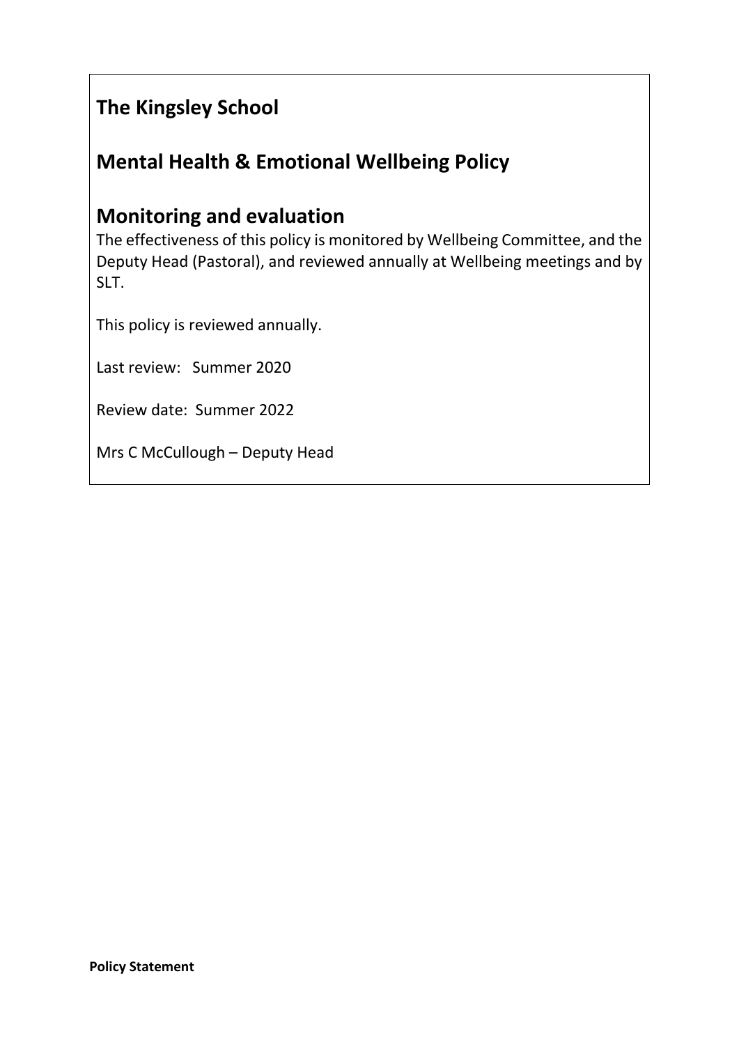# The Kingsley School

## Mental Health & Emotional Wellbeing Policy

## Monitoring and evaluation

The effectiveness of this policy is monitored by Wellbeing Committee, and the Deputy Head (Pastoral), and reviewed annually at Wellbeing meetings and by SLT.

This policy is reviewed annually.

Last review: Summer 2020

Review date: Summer 2022

Mrs C McCullough – Deputy Head

**Policy Statement**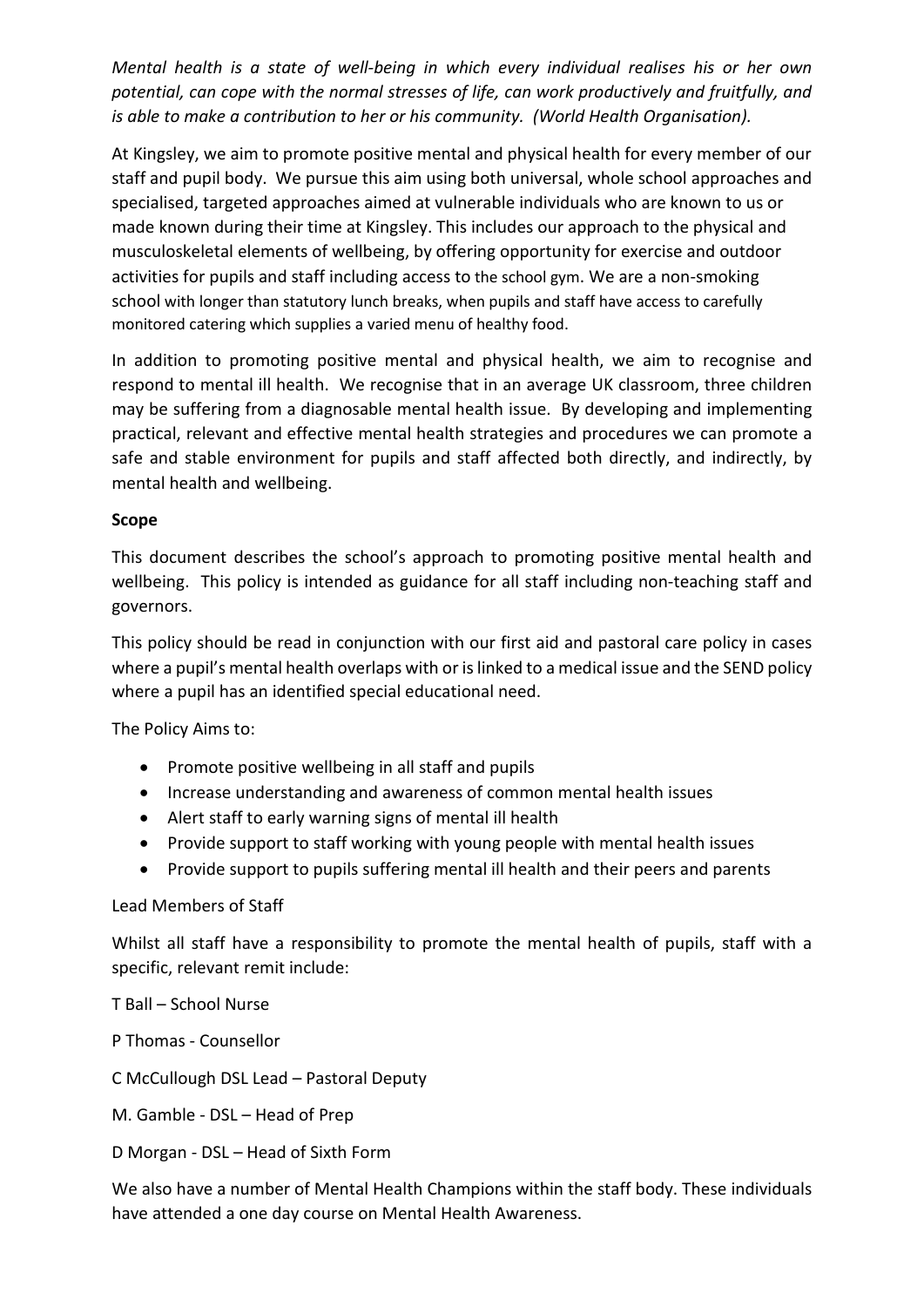*Mental health is a state of well-being in which every individual realises his or her own potential, can cope with the normal stresses of life, can work productively and fruitfully, and is able to make a contribution to her or his community. (World Health Organisation).*

At Kingsley, we aim to promote positive mental and physical health for every member of our staff and pupil body. We pursue this aim using both universal, whole school approaches and specialised, targeted approaches aimed at vulnerable individuals who are known to us or made known during their time at Kingsley. This includes our approach to the physical and musculoskeletal elements of wellbeing, by offering opportunity for exercise and outdoor activities for pupils and staff including access to the school gym. We are a non-smoking school with longer than statutory lunch breaks, when pupils and staff have access to carefully monitored catering which supplies a varied menu of healthy food.

In addition to promoting positive mental and physical health, we aim to recognise and respond to mental ill health. We recognise that in an average UK classroom, three children may be suffering from a diagnosable mental health issue. By developing and implementing practical, relevant and effective mental health strategies and procedures we can promote a safe and stable environment for pupils and staff affected both directly, and indirectly, by mental health and wellbeing.

**Scope**

This document describes the school's approach to promoting positive mental health and wellbeing. This policy is intended as guidance for all staff including non-teaching staff and governors.

This policy should be read in conjunction with our first aid and pastoral care policy in cases where a pupil's mental health overlaps with or is linked to a medical issue and the SEND policy where a pupil has an identified special educational need.

The Policy Aims to:

- Promote positive wellbeing in all staff and pupils
- Increase understanding and awareness of common mental health issues
- Alert staff to early warning signs of mental ill health
- Provide support to staff working with young people with mental health issues
- Provide support to pupils suffering mental ill health and their peers and parents

Lead Members of Staff

Whilst all staff have a responsibility to promote the mental health of pupils, staff with a specific, relevant remit include:

T Ball – School Nurse

P Thomas - Counsellor

C McCullough DSL Lead – Pastoral Deputy

M. Gamble - DSL – Head of Prep

D Morgan - DSL – Head of Sixth Form

We also have a number of Mental Health Champions within the staff body. These individuals have attended a one day course on Mental Health Awareness.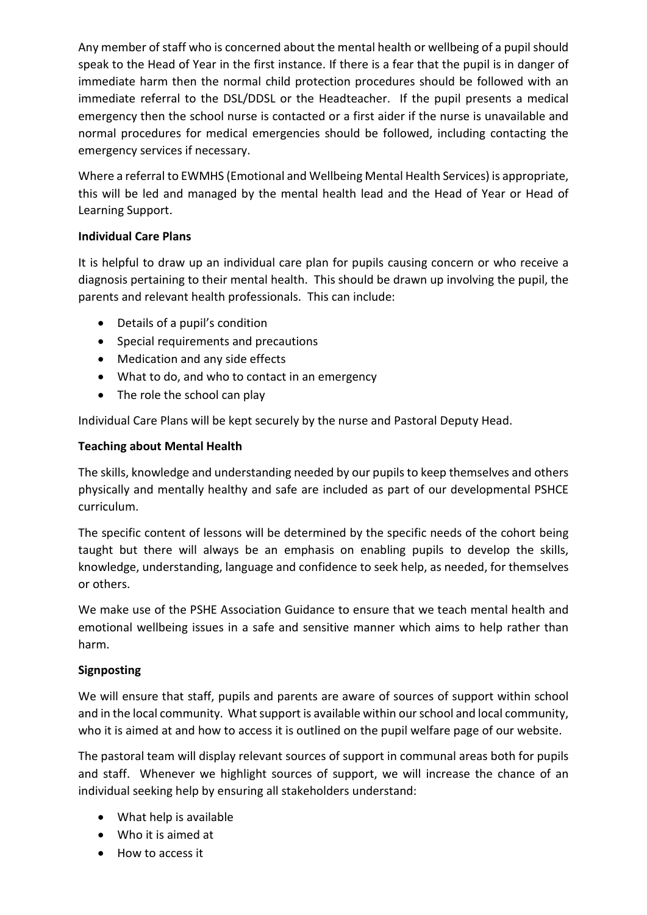Any member of staff who is concerned about the mental health or wellbeing of a pupil should speak to the Head of Year in the first instance. If there is a fear that the pupil is in danger of immediate harm then the normal child protection procedures should be followed with an immediate referral to the DSL/DDSL or the Headteacher. If the pupil presents a medical emergency then the school nurse is contacted or a first aider if the nurse is unavailable and normal procedures for medical emergencies should be followed, including contacting the emergency services if necessary.

Where a referral to EWMHS (Emotional and Wellbeing Mental Health Services) is appropriate, this will be led and managed by the mental health lead and the Head of Year or Head of Learning Support.

**Individual Care Plans**

It is helpful to draw up an individual care plan for pupils causing concern or who receive a diagnosis pertaining to their mental health. This should be drawn up involving the pupil, the parents and relevant health professionals. This can include:

- Details of a pupil's condition
- Special requirements and precautions
- Medication and any side effects
- What to do, and who to contact in an emergency
- The role the school can play

Individual Care Plans will be kept securely by the nurse and Pastoral Deputy Head.

**Teaching about Mental Health**

The skills, knowledge and understanding needed by our pupils to keep themselves and others physically and mentally healthy and safe are included as part of our developmental PSHCE curriculum.

The specific content of lessons will be determined by the specific needs of the cohort being taught but there will always be an emphasis on enabling pupils to develop the skills, knowledge, understanding, language and confidence to seek help, as needed, for themselves or others.

We make use of the PSHE Association Guidance to ensure that we teach mental health and emotional wellbeing issues in a safe and sensitive manner which aims to help rather than harm.

**Signposting**

We will ensure that staff, pupils and parents are aware of sources of support within school and in the local community. What support is available within our school and local community, who it is aimed at and how to access it is outlined on the pupil welfare page of our website.

The pastoral team will display relevant sources of support in communal areas both for pupils and staff. Whenever we highlight sources of support, we will increase the chance of an individual seeking help by ensuring all stakeholders understand:

- What help is available
- Who it is aimed at
- How to access it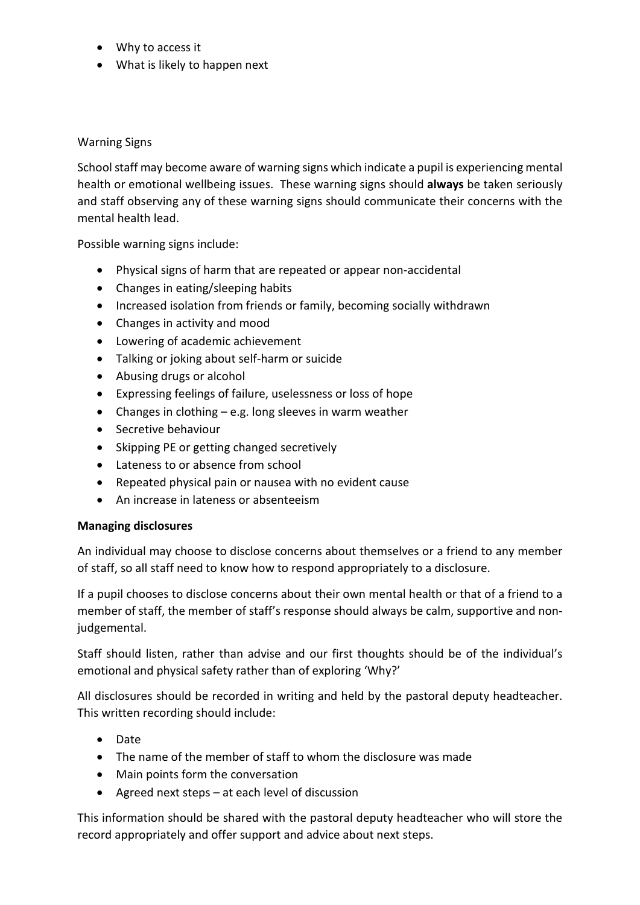- Why to access it
- What is likely to happen next

Warning Signs

School staff may become aware of warning signs which indicate a pupil is experiencing mental health or emotional wellbeing issues. These warning signs should **always** be taken seriously and staff observing any of these warning signs should communicate their concerns with the mental health lead.

Possible warning signs include:

- Physical signs of harm that are repeated or appear non-accidental
- Changes in eating/sleeping habits
- Increased isolation from friends or family, becoming socially withdrawn
- Changes in activity and mood
- Lowering of academic achievement
- Talking or joking about self-harm or suicide
- Abusing drugs or alcohol
- Expressing feelings of failure, uselessness or loss of hope
- Changes in clothing – e.g. long sleeves in warm weather
- Secretive behaviour
- Skipping PE or getting changed secretively
- Lateness to or absence from school
- Repeated physical pain or nausea with no evident cause
- An increase in lateness or absenteeism

**Managing disclosures**

An individual may choose to disclose concerns about themselves or a friend to any member of staff, so all staff need to know how to respond appropriately to a disclosure.

If a pupil chooses to disclose concerns about their own mental health or that of a friend to a member of staff, the member of staff's response should always be calm, supportive and non-judgemental.

Staff should listen, rather than advise and our first thoughts should be of the individual's emotional and physical safety rather than of exploring 'Why?'

All disclosures should be recorded in writing and held by the pastoral deputy headteacher. This written recording should include:

- Date
- The name of the member of staff to whom the disclosure was made
- Main points form the conversation
- Agreed next steps – at each level of discussion

This information should be shared with the pastoral deputy headteacher who will store the record appropriately and offer support and advice about next steps.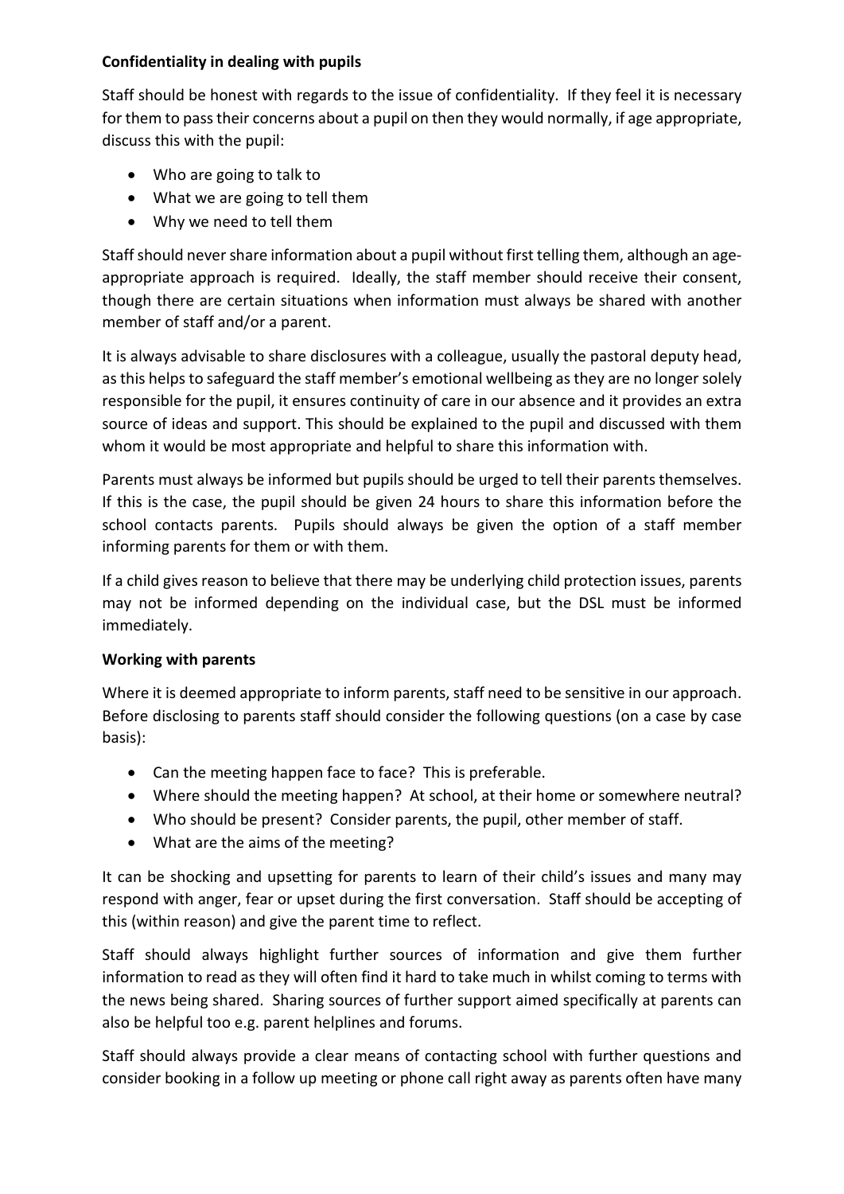**Confidentiality in dealing with pupils**

Staff should be honest with regards to the issue of confidentiality. If they feel it is necessary for them to pass their concerns about a pupil on then they would normally, if age appropriate, discuss this with the pupil:

- Who are going to talk to
- What we are going to tell them
- Why we need to tell them

Staff should never share information about a pupil without first telling them, although an age-appropriate approach is required. Ideally, the staff member should receive their consent, though there are certain situations when information must always be shared with another member of staff and/or a parent.

It is always advisable to share disclosures with a colleague, usually the pastoral deputy head, as this helps to safeguard the staff member's emotional wellbeing as they are no longer solely responsible for the pupil, it ensures continuity of care in our absence and it provides an extra source of ideas and support. This should be explained to the pupil and discussed with them whom it would be most appropriate and helpful to share this information with.

Parents must always be informed but pupils should be urged to tell their parents themselves. If this is the case, the pupil should be given 24 hours to share this information before the school contacts parents. Pupils should always be given the option of a staff member informing parents for them or with them.

If a child gives reason to believe that there may be underlying child protection issues, parents may not be informed depending on the individual case, but the DSL must be informed immediately.

**Working with parents**

Where it is deemed appropriate to inform parents, staff need to be sensitive in our approach. Before disclosing to parents staff should consider the following questions (on a case by case basis):

- Can the meeting happen face to face? This is preferable.
- Where should the meeting happen? At school, at their home or somewhere neutral?
- Who should be present? Consider parents, the pupil, other member of staff.
- What are the aims of the meeting?

It can be shocking and upsetting for parents to learn of their child's issues and many may respond with anger, fear or upset during the first conversation. Staff should be accepting of this (within reason) and give the parent time to reflect.

Staff should always highlight further sources of information and give them further information to read as they will often find it hard to take much in whilst coming to terms with the news being shared. Sharing sources of further support aimed specifically at parents can also be helpful too e.g. parent helplines and forums.

Staff should always provide a clear means of contacting school with further questions and consider booking in a follow up meeting or phone call right away as parents often have many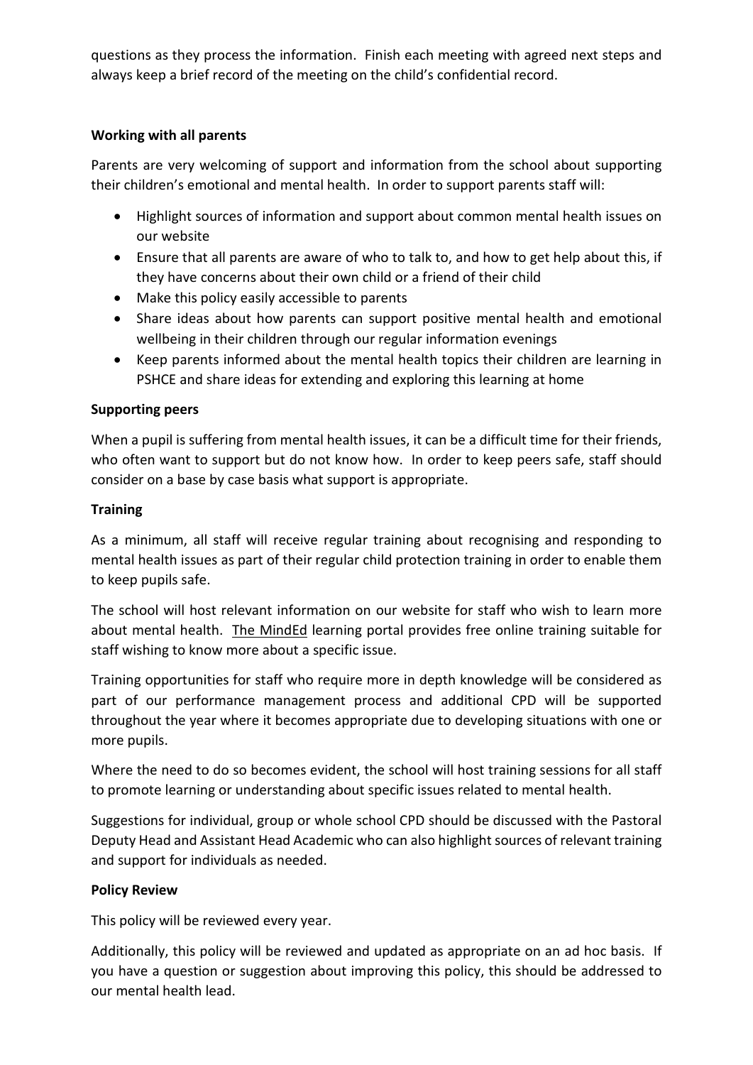questions as they process the information. Finish each meeting with agreed next steps and always keep a brief record of the meeting on the child's confidential record.

**Working with all parents**

Parents are very welcoming of support and information from the school about supporting their children's emotional and mental health. In order to support parents staff will:

- Highlight sources of information and support about common mental health issues on our website
- Ensure that all parents are aware of who to talk to, and how to get help about this, if they have concerns about their own child or a friend of their child
- Make this policy easily accessible to parents
- Share ideas about how parents can support positive mental health and emotional wellbeing in their children through our regular information evenings
- Keep parents informed about the mental health topics their children are learning in PSHCE and share ideas for extending and exploring this learning at home

**Supporting peers**

When a pupil is suffering from mental health issues, it can be a difficult time for their friends, who often want to support but do not know how. In order to keep peers safe, staff should consider on a base by case basis what support is appropriate.

**Training**

As a minimum, all staff will receive regular training about recognising and responding to mental health issues as part of their regular child protection training in order to enable them to keep pupils safe.

The school will host relevant information on our website for staff who wish to learn more about mental health. The MindEd learning portal provides free online training suitable for staff wishing to know more about a specific issue.

Training opportunities for staff who require more in depth knowledge will be considered as part of our performance management process and additional CPD will be supported throughout the year where it becomes appropriate due to developing situations with one or more pupils.

Where the need to do so becomes evident, the school will host training sessions for all staff to promote learning or understanding about specific issues related to mental health.

Suggestions for individual, group or whole school CPD should be discussed with the Pastoral Deputy Head and Assistant Head Academic who can also highlight sources of relevant training and support for individuals as needed.

**Policy Review**

This policy will be reviewed every year.

Additionally, this policy will be reviewed and updated as appropriate on an ad hoc basis. If you have a question or suggestion about improving this policy, this should be addressed to our mental health lead.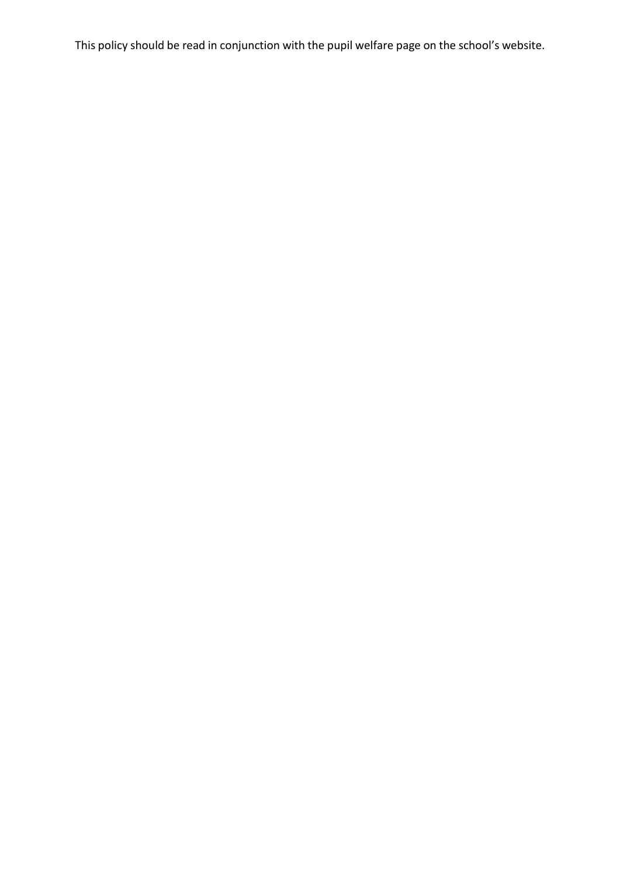This policy should be read in conjunction with the pupil welfare page on the school's website.